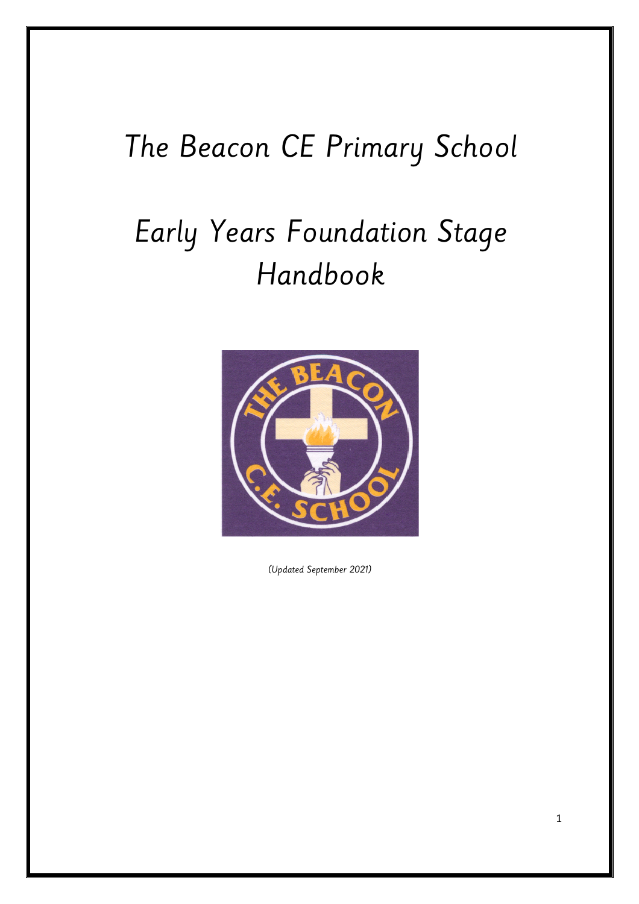# The Beacon CE Primary School

# Early Years Foundation Stage Handbook

*(Updated September 2021)*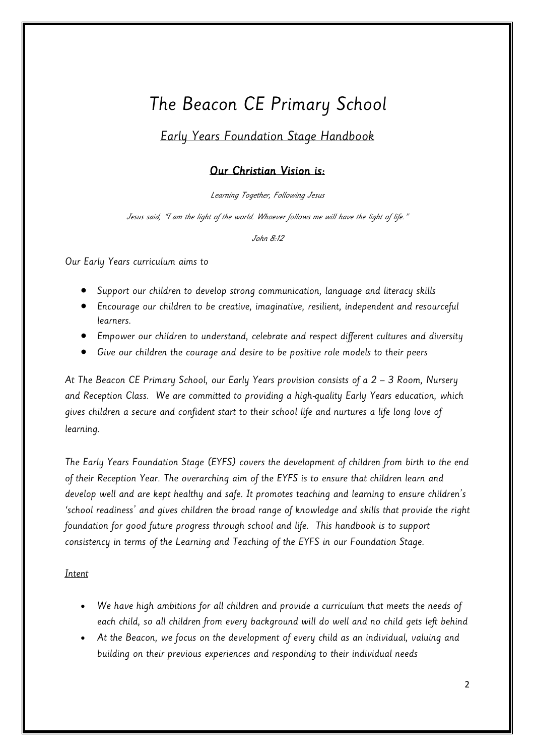# The Beacon CE Primary School

## *Early Years Foundation Stage Handbook*

### *Our Christian Vision is:*

*Learning Together, Following Jesus*

*Jesus said, "I am the light of the world. Whoever follows me will have the light of life."*

*John 8:12*

*Our Early Years curriculum aims to*

- *Support our children to develop strong communication, language and literacy skills*
- *Encourage our children to be creative, imaginative, resilient, independent and resourceful learners.*
- *Empower our children to understand, celebrate and respect different cultures and diversity*
- *Give our children the courage and desire to be positive role models to their peers*

*At The Beacon CE Primary School, our Early Years provision consists of a 2 – 3 Room, Nursery and Reception Class. We are committed to providing a high-quality Early Years education, which gives children a secure and confident start to their school life and nurtures a life long love of learning.*

*The Early Years Foundation Stage (EYFS) covers the development of children from birth to the end of their Reception Year. The overarching aim of the EYFS is to ensure that children learn and develop well and are kept healthy and safe. It promotes teaching and learning to ensure children's 'school readiness' and gives children the broad range of knowledge and skills that provide the right foundation for good future progress through school and life. This handbook is to support consistency in terms of the Learning and Teaching of the EYFS in our Foundation Stage.*

*Intent*

- *We have high ambitions for all children and provide a curriculum that meets the needs of each child, so all children from every background will do well and no child gets left behind*
- *At the Beacon, we focus on the development of every child as an individual, valuing and building on their previous experiences and responding to their individual needs*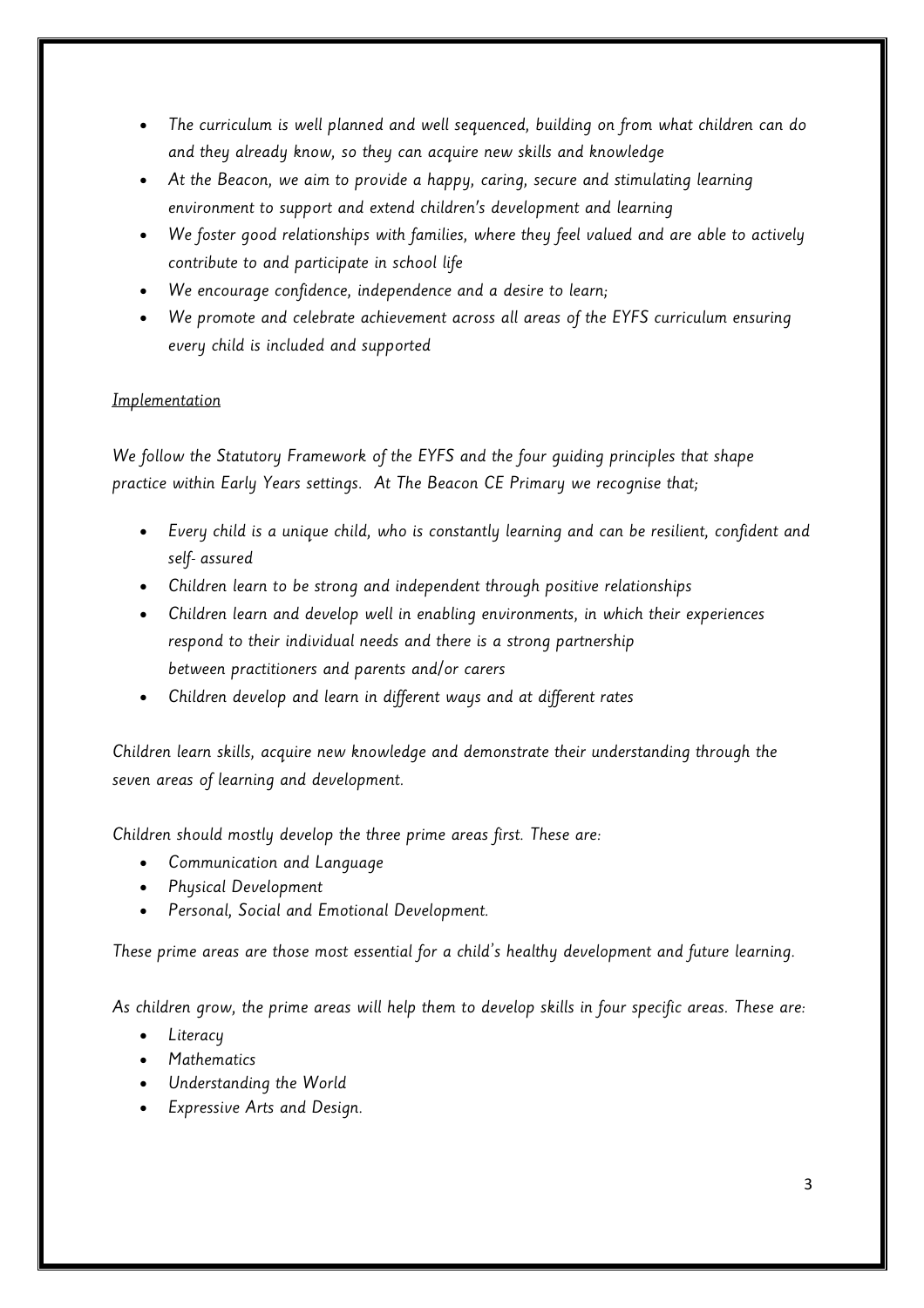- The curriculum is well planned and well sequenced, building on from what children can do and they already know, so they can acquire new skills and knowledge
- At the Beacon, we aim to provide a happy, caring, secure and stimulating learning environment to support and extend children's development and learning
- We foster good relationships with families, where they feel valued and are able to actively contribute to and participate in school life
- We encourage confidence, independence and a desire to learn;
- We promote and celebrate achievement across all areas of the EYFS curriculum ensuring every child is included and supported

Implementation

We follow the Statutory Framework of the EYFS and the four guiding principles that shape practice within Early Years settings. At The Beacon CE Primary we recognise that;

- Every child is a unique child, who is constantly learning and can be resilient, confident and self- assured
- Children learn to be strong and independent through positive relationships
- Children learn and develop well in enabling environments, in which their experiences respond to their individual needs and there is a strong partnership between practitioners and parents and/or carers
- Children develop and learn in different ways and at different rates

Children learn skills, acquire new knowledge and demonstrate their understanding through the seven areas of learning and development.

Children should mostly develop the three prime areas first. These are:

- Communication and Language
- Physical Development
- Personal, Social and Emotional Development.

These prime areas are those most essential for a child's healthy development and future learning.

As children grow, the prime areas will help them to develop skills in four specific areas. These are:

- Literacy
- Mathematics
- Understanding the World
- Expressive Arts and Design.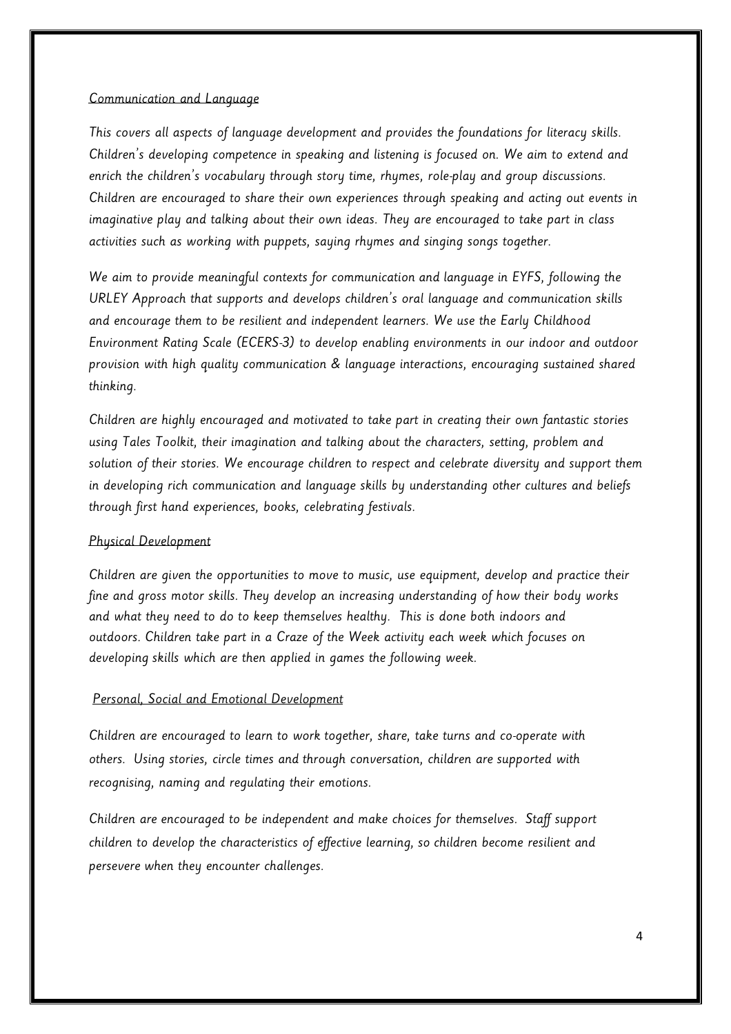### *Communication and Language*

*This covers all aspects of language development and provides the foundations for literacy skills. Children's developing competence in speaking and listening is focused on. We aim to extend and enrich the children's vocabulary through story time, rhymes, role-play and group discussions. Children are encouraged to share their own experiences through speaking and acting out events in imaginative play and talking about their own ideas. They are encouraged to take part in class activities such as working with puppets, saying rhymes and singing songs together.*

*We aim to provide meaningful contexts for communication and language in EYFS, following the URLEY Approach that supports and develops children's oral language and communication skills and encourage them to be resilient and independent learners. We use the Early Childhood Environment Rating Scale (ECERS-3) to develop enabling environments in our indoor and outdoor provision with high quality communication & language interactions, encouraging sustained shared thinking.*

*Children are highly encouraged and motivated to take part in creating their own fantastic stories using Tales Toolkit, their imagination and talking about the characters, setting, problem and solution of their stories. We encourage children to respect and celebrate diversity and support them in developing rich communication and language skills by understanding other cultures and beliefs through first hand experiences, books, celebrating festivals.*

### *Physical Development*

*Children are given the opportunities to move to music, use equipment, develop and practice their fine and gross motor skills. They develop an increasing understanding of how their body works and what they need to do to keep themselves healthy. This is done both indoors and outdoors. Children take part in a Craze of the Week activity each week which focuses on developing skills which are then applied in games the following week.*

### *Personal, Social and Emotional Development*

*Children are encouraged to learn to work together, share, take turns and co-operate with others. Using stories, circle times and through conversation, children are supported with recognising, naming and regulating their emotions.*

*Children are encouraged to be independent and make choices for themselves. Staff support children to develop the characteristics of effective learning, so children become resilient and persevere when they encounter challenges.*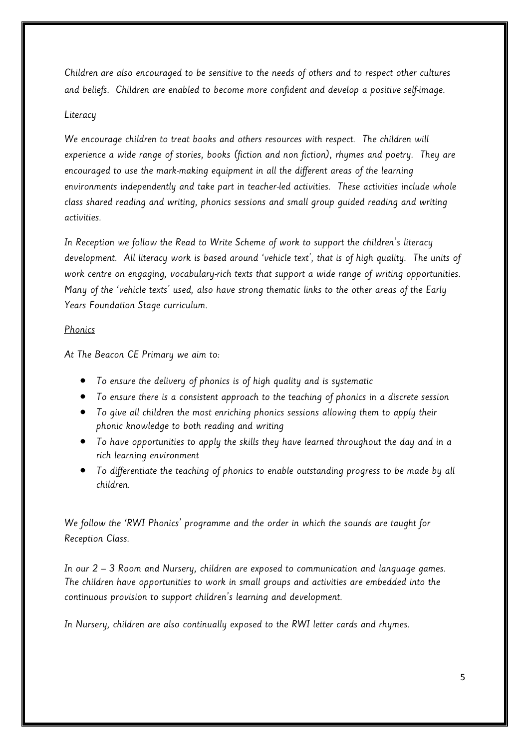*Children are also encouraged to be sensitive to the needs of others and to respect other cultures and beliefs. Children are enabled to become more confident and develop a positive self-image.*

## *Literacy*

*We encourage children to treat books and others resources with respect. The children will experience a wide range of stories, books (fiction and non fiction), rhymes and poetry. They are encouraged to use the mark-making equipment in all the different areas of the learning environments independently and take part in teacher-led activities. These activities include whole class shared reading and writing, phonics sessions and small group guided reading and writing activities.*

*In Reception we follow the Read to Write Scheme of work to support the children's literacy development. All literacy work is based around 'vehicle text', that is of high quality. The units of work centre on engaging, vocabulary-rich texts that support a wide range of writing opportunities. Many of the 'vehicle texts' used, also have strong thematic links to the other areas of the Early Years Foundation Stage curriculum.*

## *Phonics*

*At The Beacon CE Primary we aim to:*

- *To ensure the delivery of phonics is of high quality and is systematic*
- *To ensure there is a consistent approach to the teaching of phonics in a discrete session*
- *To give all children the most enriching phonics sessions allowing them to apply their phonic knowledge to both reading and writing*
- *To have opportunities to apply the skills they have learned throughout the day and in a rich learning environment*
- *To differentiate the teaching of phonics to enable outstanding progress to be made by all children.*

*We follow the 'RWI Phonics' programme and the order in which the sounds are taught for Reception Class.*

*In our 2 – 3 Room and Nursery, children are exposed to communication and language games. The children have opportunities to work in small groups and activities are embedded into the continuous provision to support children's learning and development.*

*In Nursery, children are also continually exposed to the RWI letter cards and rhymes.*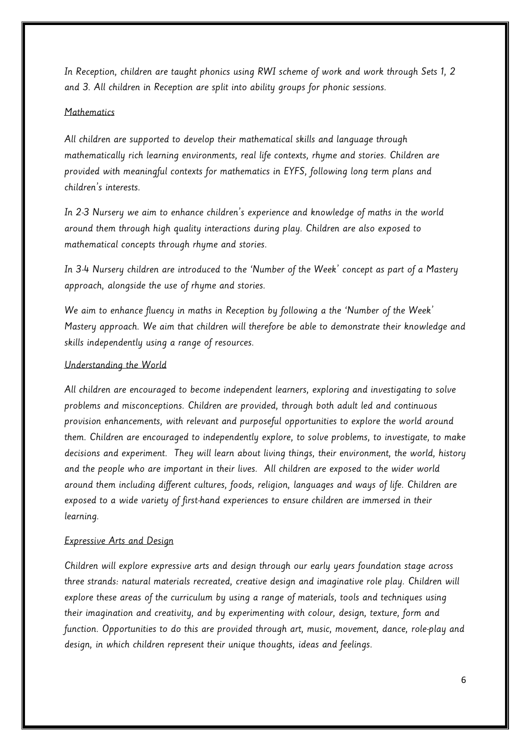*In Reception, children are taught phonics using RWI scheme of work and work through Sets 1, 2 and 3. All children in Reception are split into ability groups for phonic sessions.*

## *Mathematics*

*All children are supported to develop their mathematical skills and language through mathematically rich learning environments, real life contexts, rhyme and stories. Children are provided with meaningful contexts for mathematics in EYFS, following long term plans and children's interests.*

*In 2-3 Nursery we aim to enhance children's experience and knowledge of maths in the world around them through high quality interactions during play. Children are also exposed to mathematical concepts through rhyme and stories.*

*In 3-4 Nursery children are introduced to the 'Number of the Week' concept as part of a Mastery approach, alongside the use of rhyme and stories.*

*We aim to enhance fluency in maths in Reception by following a the 'Number of the Week' Mastery approach. We aim that children will therefore be able to demonstrate their knowledge and skills independently using a range of resources.*

## *Understanding the World*

*All children are encouraged to become independent learners, exploring and investigating to solve problems and misconceptions. Children are provided, through both adult led and continuous provision enhancements, with relevant and purposeful opportunities to explore the world around them. Children are encouraged to independently explore, to solve problems, to investigate, to make decisions and experiment. They will learn about living things, their environment, the world, history and the people who are important in their lives. All children are exposed to the wider world around them including different cultures, foods, religion, languages and ways of life. Children are exposed to a wide variety of first-hand experiences to ensure children are immersed in their learning.*

## *Expressive Arts and Design*

*Children will explore expressive arts and design through our early years foundation stage across three strands: natural materials recreated, creative design and imaginative role play. Children will explore these areas of the curriculum by using a range of materials, tools and techniques using their imagination and creativity, and by experimenting with colour, design, texture, form and function. Opportunities to do this are provided through art, music, movement, dance, role-play and design, in which children represent their unique thoughts, ideas and feelings.*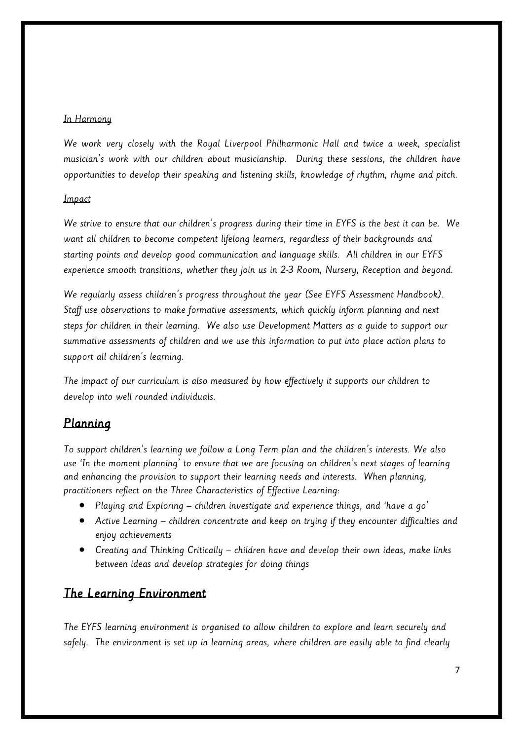*In Harmony*

*We work very closely with the Royal Liverpool Philharmonic Hall and twice a week, specialist musician's work with our children about musicianship. During these sessions, the children have opportunities to develop their speaking and listening skills, knowledge of rhythm, rhyme and pitch.*

*Impact*

*We strive to ensure that our children's progress during their time in EYFS is the best it can be. We want all children to become competent lifelong learners, regardless of their backgrounds and starting points and develop good communication and language skills. All children in our EYFS experience smooth transitions, whether they join us in 2-3 Room, Nursery, Reception and beyond.*

*We regularly assess children's progress throughout the year (See EYFS Assessment Handbook). Staff use observations to make formative assessments, which quickly inform planning and next steps for children in their learning. We also use Development Matters as a guide to support our summative assessments of children and we use this information to put into place action plans to support all children's learning.*

*The impact of our curriculum is also measured by how effectively it supports our children to develop into well rounded individuals.*

## Planning

*To support children's learning we follow a Long Term plan and the children's interests. We also use 'In the moment planning' to ensure that we are focusing on children's next stages of learning and enhancing the provision to support their learning needs and interests. When planning, practitioners reflect on the Three Characteristics of Effective Learning:*

- *Playing and Exploring – children investigate and experience things, and 'have a go'*
- *Active Learning – children concentrate and keep on trying if they encounter difficulties and enjoy achievements*
- *Creating and Thinking Critically – children have and develop their own ideas, make links between ideas and develop strategies for doing things*

## The Learning Environment

*The EYFS learning environment is organised to allow children to explore and learn securely and safely. The environment is set up in learning areas, where children are easily able to find clearly*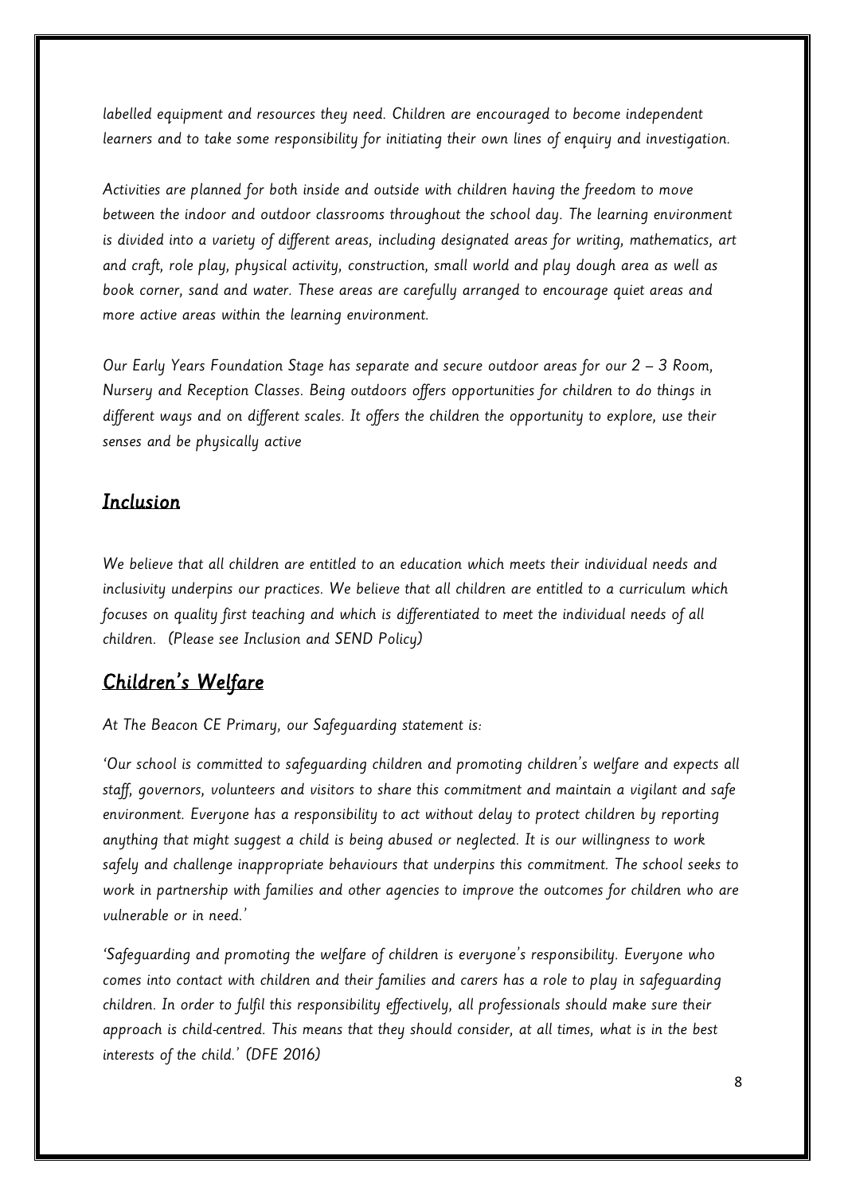*labelled equipment and resources they need. Children are encouraged to become independent learners and to take some responsibility for initiating their own lines of enquiry and investigation.*

*Activities are planned for both inside and outside with children having the freedom to move between the indoor and outdoor classrooms throughout the school day. The learning environment is divided into a variety of different areas, including designated areas for writing, mathematics, art and craft, role play, physical activity, construction, small world and play dough area as well as book corner, sand and water. These areas are carefully arranged to encourage quiet areas and more active areas within the learning environment.*

*Our Early Years Foundation Stage has separate and secure outdoor areas for our 2 – 3 Room, Nursery and Reception Classes. Being outdoors offers opportunities for children to do things in different ways and on different scales. It offers the children the opportunity to explore, use their senses and be physically active*

## *Inclusion*

*We believe that all children are entitled to an education which meets their individual needs and inclusivity underpins our practices. We believe that all children are entitled to a curriculum which focuses on quality first teaching and which is differentiated to meet the individual needs of all children. (Please see Inclusion and SEND Policy)*

## *Children's Welfare*

*At The Beacon CE Primary, our Safeguarding statement is:*

*'Our school is committed to safeguarding children and promoting children's welfare and expects all staff, governors, volunteers and visitors to share this commitment and maintain a vigilant and safe environment. Everyone has a responsibility to act without delay to protect children by reporting anything that might suggest a child is being abused or neglected. It is our willingness to work safely and challenge inappropriate behaviours that underpins this commitment. The school seeks to work in partnership with families and other agencies to improve the outcomes for children who are vulnerable or in need.'*

*'Safeguarding and promoting the welfare of children is everyone's responsibility. Everyone who comes into contact with children and their families and carers has a role to play in safeguarding children. In order to fulfil this responsibility effectively, all professionals should make sure their approach is child-centred. This means that they should consider, at all times, what is in the best interests of the child.' (DFE 2016)*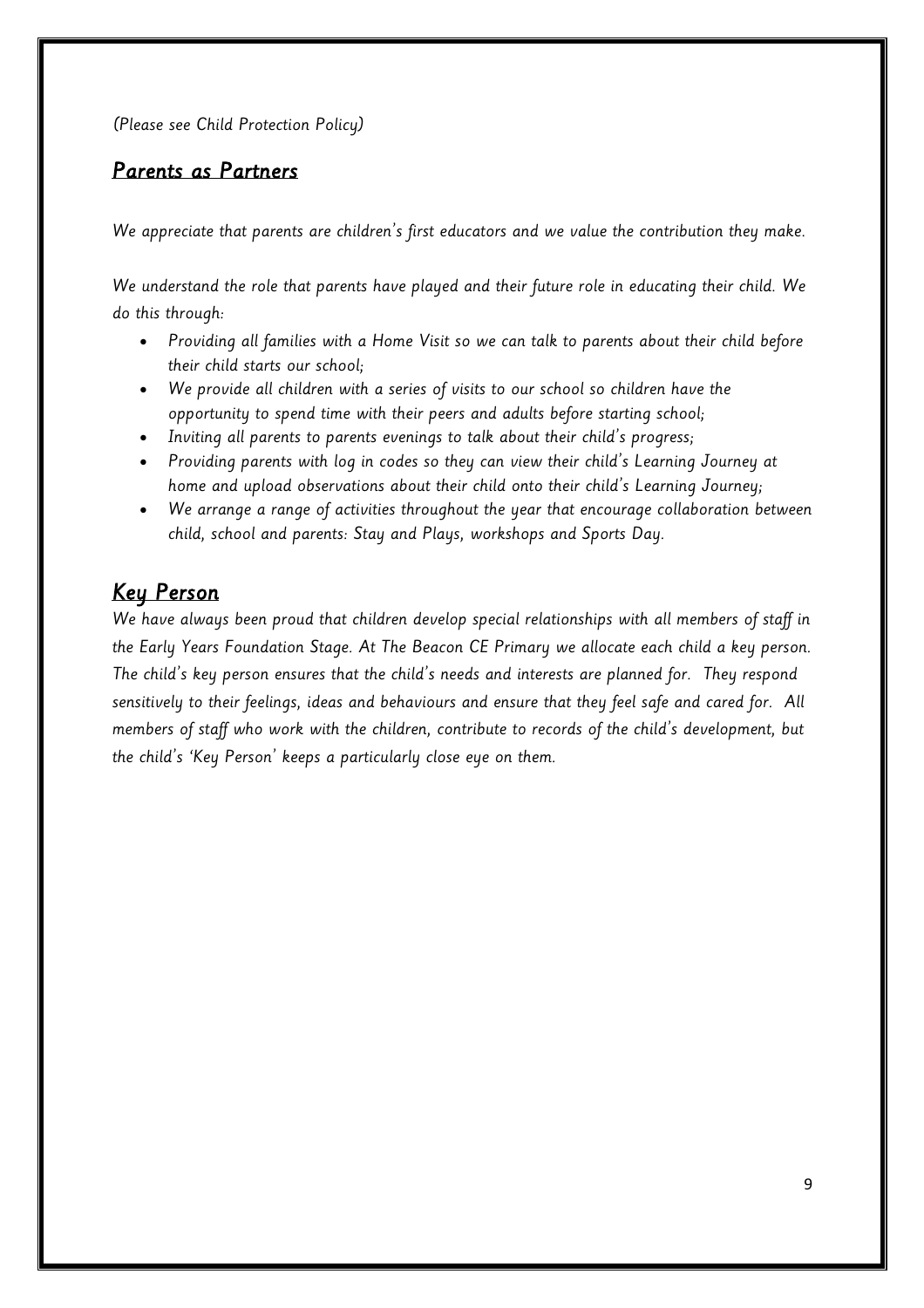*(Please see Child Protection Policy)*

## *Parents as Partners*

*We appreciate that parents are children's first educators and we value the contribution they make.*

*We understand the role that parents have played and their future role in educating their child. We do this through:*

- *Providing all families with a Home Visit so we can talk to parents about their child before their child starts our school;*
- *We provide all children with a series of visits to our school so children have the opportunity to spend time with their peers and adults before starting school;*
- *Inviting all parents to parents evenings to talk about their child's progress;*
- *Providing parents with log in codes so they can view their child's Learning Journey at home and upload observations about their child onto their child's Learning Journey;*
- *We arrange a range of activities throughout the year that encourage collaboration between child, school and parents: Stay and Plays, workshops and Sports Day.*

## *Key Person*

*We have always been proud that children develop special relationships with all members of staff in the Early Years Foundation Stage. At The Beacon CE Primary we allocate each child a key person. The child's key person ensures that the child's needs and interests are planned for. They respond sensitively to their feelings, ideas and behaviours and ensure that they feel safe and cared for. All members of staff who work with the children, contribute to records of the child's development, but the child's 'Key Person' keeps a particularly close eye on them.*